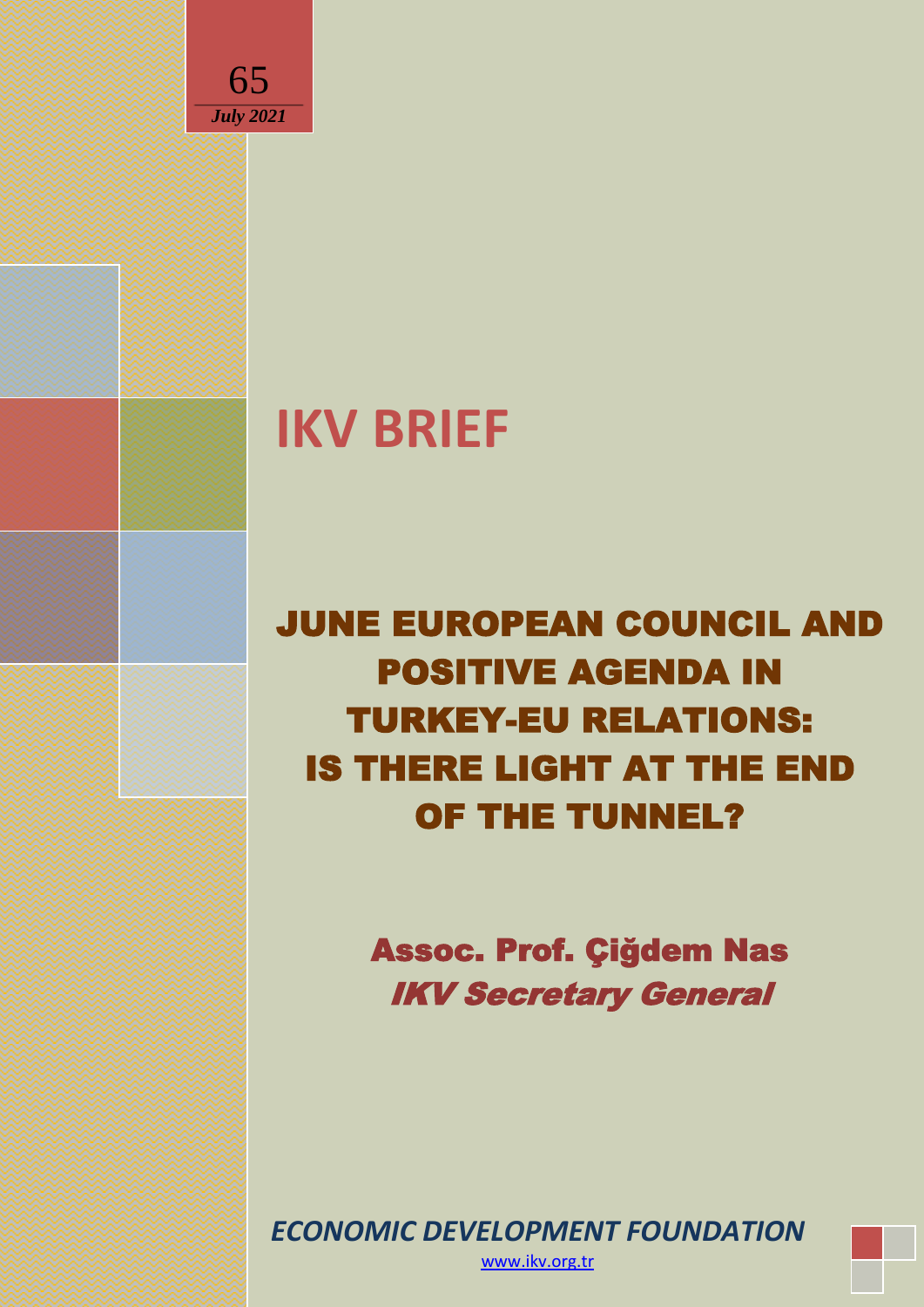65

*July 2021*

# IKV BRIEF

# JUNE EUROPEAN COUNCIL AND POSITIVE AGENDA IN TURKEY-EU RELATIONS: IS THERE LIGHT AT THE END OF THE TUNNEL?

**Assoc. Prof. Çiğdem Nas**

***IKV Secretary General***

***ECONOMIC DEVELOPMENT FOUNDATION***

www.ikv.org.tr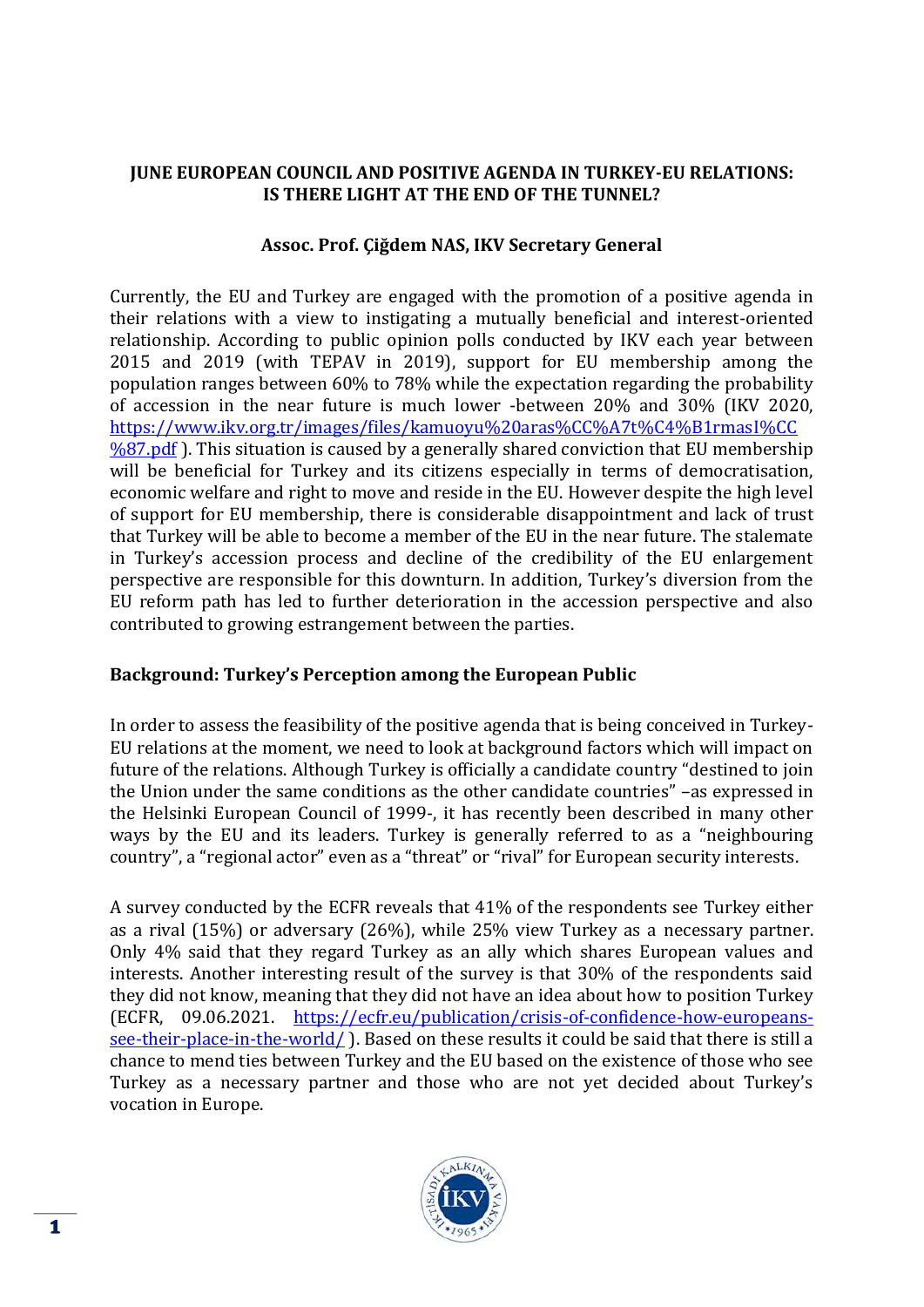**JUNE EUROPEAN COUNCIL AND POSITIVE AGENDA IN TURKEY-EU RELATIONS: IS THERE LIGHT AT THE END OF THE TUNNEL?**

**Assoc. Prof. Çiğdem NAS, IKV Secretary General**

Currently, the EU and Turkey are engaged with the promotion of a positive agenda in their relations with a view to instigating a mutually beneficial and interest-oriented relationship. According to public opinion polls conducted by IKV each year between 2015 and 2019 (with TEPAV in 2019), support for EU membership among the population ranges between 60% to 78% while the expectation regarding the probability of accession in the near future is much lower -between 20% and 30% (IKV 2020, https://www.ikv.org.tr/images/files/kamuoyu%20aras%CC%A7t%C4%B1rmasI%CC%87.pdf ). This situation is caused by a generally shared conviction that EU membership will be beneficial for Turkey and its citizens especially in terms of democratisation, economic welfare and right to move and reside in the EU. However despite the high level of support for EU membership, there is considerable disappointment and lack of trust that Turkey will be able to become a member of the EU in the near future. The stalemate in Turkey's accession process and decline of the credibility of the EU enlargement perspective are responsible for this downturn. In addition, Turkey's diversion from the EU reform path has led to further deterioration in the accession perspective and also contributed to growing estrangement between the parties.

**Background: Turkey's Perception among the European Public**

In order to assess the feasibility of the positive agenda that is being conceived in Turkey-EU relations at the moment, we need to look at background factors which will impact on future of the relations. Although Turkey is officially a candidate country "destined to join the Union under the same conditions as the other candidate countries" –as expressed in the Helsinki European Council of 1999-, it has recently been described in many other ways by the EU and its leaders. Turkey is generally referred to as a "neighbouring country", a "regional actor" even as a "threat" or "rival" for European security interests.

A survey conducted by the ECFR reveals that 41% of the respondents see Turkey either as a rival (15%) or adversary (26%), while 25% view Turkey as a necessary partner. Only 4% said that they regard Turkey as an ally which shares European values and interests. Another interesting result of the survey is that 30% of the respondents said they did not know, meaning that they did not have an idea about how to position Turkey (ECFR, 09.06.2021. https://ecfr.eu/publication/crisis-of-confidence-how-europeans-see-their-place-in-the-world/ ). Based on these results it could be said that there is still a chance to mend ties between Turkey and the EU based on the existence of those who see Turkey as a necessary partner and those who are not yet decided about Turkey's vocation in Europe.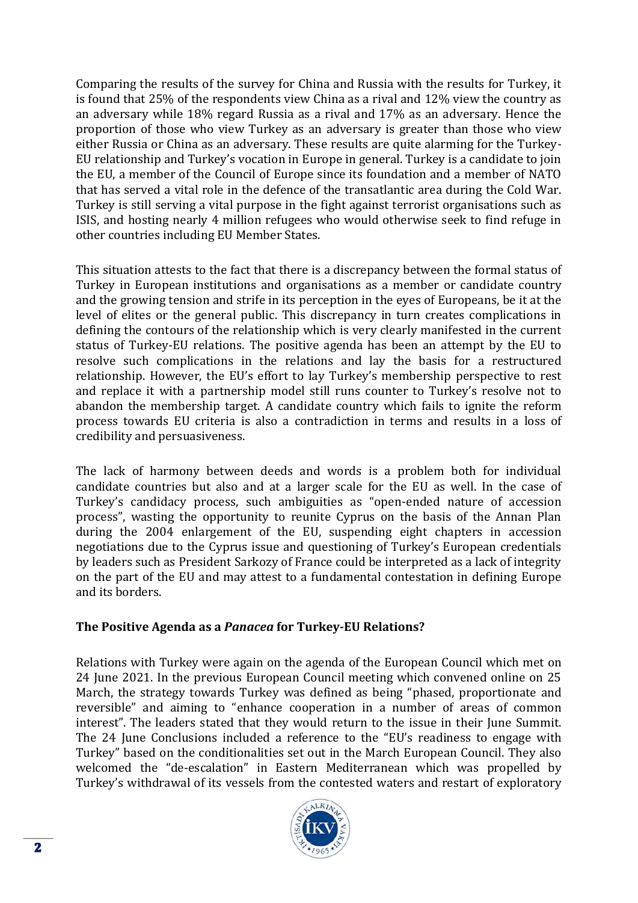Comparing the results of the survey for China and Russia with the results for Turkey, it is found that 25% of the respondents view China as a rival and 12% view the country as an adversary while 18% regard Russia as a rival and 17% as an adversary. Hence the proportion of those who view Turkey as an adversary is greater than those who view either Russia or China as an adversary. These results are quite alarming for the Turkey-EU relationship and Turkey's vocation in Europe in general. Turkey is a candidate to join the EU, a member of the Council of Europe since its foundation and a member of NATO that has served a vital role in the defence of the transatlantic area during the Cold War. Turkey is still serving a vital purpose in the fight against terrorist organisations such as ISIS, and hosting nearly 4 million refugees who would otherwise seek to find refuge in other countries including EU Member States.

This situation attests to the fact that there is a discrepancy between the formal status of Turkey in European institutions and organisations as a member or candidate country and the growing tension and strife in its perception in the eyes of Europeans, be it at the level of elites or the general public. This discrepancy in turn creates complications in defining the contours of the relationship which is very clearly manifested in the current status of Turkey-EU relations. The positive agenda has been an attempt by the EU to resolve such complications in the relations and lay the basis for a restructured relationship. However, the EU's effort to lay Turkey's membership perspective to rest and replace it with a partnership model still runs counter to Turkey's resolve not to abandon the membership target. A candidate country which fails to ignite the reform process towards EU criteria is also a contradiction in terms and results in a loss of credibility and persuasiveness.

The lack of harmony between deeds and words is a problem both for individual candidate countries but also and at a larger scale for the EU as well. In the case of Turkey's candidacy process, such ambiguities as "open-ended nature of accession process", wasting the opportunity to reunite Cyprus on the basis of the Annan Plan during the 2004 enlargement of the EU, suspending eight chapters in accession negotiations due to the Cyprus issue and questioning of Turkey's European credentials by leaders such as President Sarkozy of France could be interpreted as a lack of integrity on the part of the EU and may attest to a fundamental contestation in defining Europe and its borders.

### The Positive Agenda as a *Panacea* for Turkey-EU Relations?

Relations with Turkey were again on the agenda of the European Council which met on 24 June 2021. In the previous European Council meeting which convened online on 25 March, the strategy towards Turkey was defined as being "phased, proportionate and reversible" and aiming to "enhance cooperation in a number of areas of common interest". The leaders stated that they would return to the issue in their June Summit. The 24 June Conclusions included a reference to the "EU's readiness to engage with Turkey" based on the conditionalities set out in the March European Council. They also welcomed the "de-escalation" in Eastern Mediterranean which was propelled by Turkey's withdrawal of its vessels from the contested waters and restart of exploratory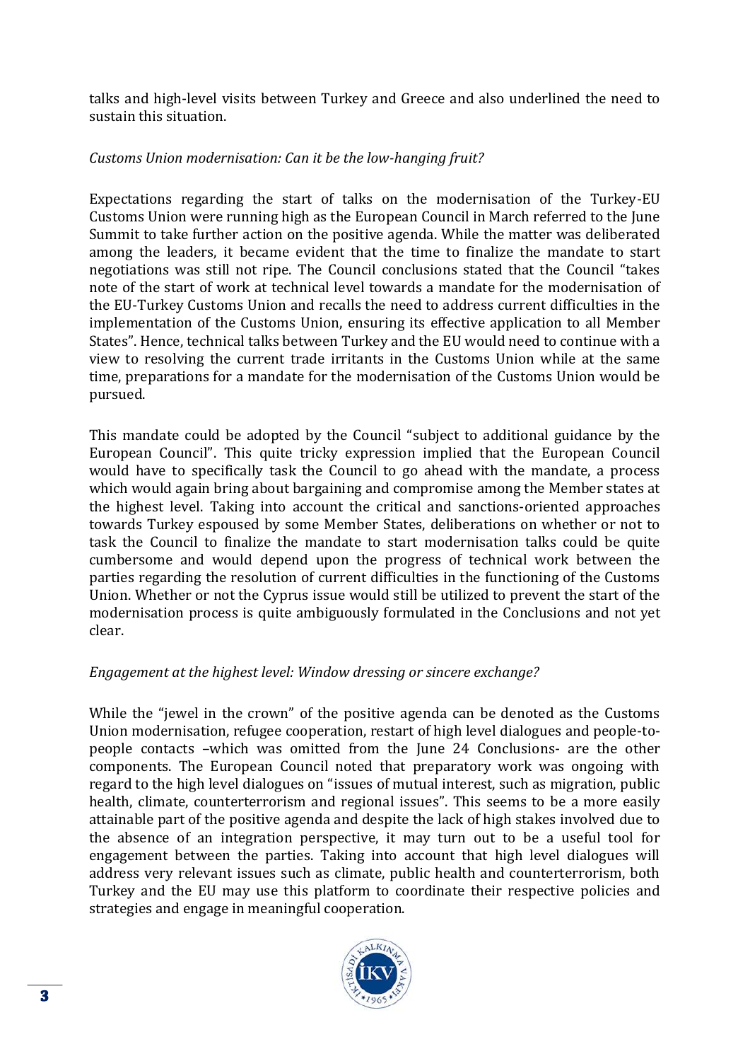talks and high-level visits between Turkey and Greece and also underlined the need to sustain this situation.

*Customs Union modernisation: Can it be the low-hanging fruit?*

Expectations regarding the start of talks on the modernisation of the Turkey-EU Customs Union were running high as the European Council in March referred to the June Summit to take further action on the positive agenda. While the matter was deliberated among the leaders, it became evident that the time to finalize the mandate to start negotiations was still not ripe. The Council conclusions stated that the Council "takes note of the start of work at technical level towards a mandate for the modernisation of the EU-Turkey Customs Union and recalls the need to address current difficulties in the implementation of the Customs Union, ensuring its effective application to all Member States". Hence, technical talks between Turkey and the EU would need to continue with a view to resolving the current trade irritants in the Customs Union while at the same time, preparations for a mandate for the modernisation of the Customs Union would be pursued.

This mandate could be adopted by the Council "subject to additional guidance by the European Council". This quite tricky expression implied that the European Council would have to specifically task the Council to go ahead with the mandate, a process which would again bring about bargaining and compromise among the Member states at the highest level. Taking into account the critical and sanctions-oriented approaches towards Turkey espoused by some Member States, deliberations on whether or not to task the Council to finalize the mandate to start modernisation talks could be quite cumbersome and would depend upon the progress of technical work between the parties regarding the resolution of current difficulties in the functioning of the Customs Union. Whether or not the Cyprus issue would still be utilized to prevent the start of the modernisation process is quite ambiguously formulated in the Conclusions and not yet clear.

*Engagement at the highest level: Window dressing or sincere exchange?*

While the "jewel in the crown" of the positive agenda can be denoted as the Customs Union modernisation, refugee cooperation, restart of high level dialogues and people-to-people contacts –which was omitted from the June 24 Conclusions- are the other components. The European Council noted that preparatory work was ongoing with regard to the high level dialogues on "issues of mutual interest, such as migration, public health, climate, counterterrorism and regional issues". This seems to be a more easily attainable part of the positive agenda and despite the lack of high stakes involved due to the absence of an integration perspective, it may turn out to be a useful tool for engagement between the parties. Taking into account that high level dialogues will address very relevant issues such as climate, public health and counterterrorism, both Turkey and the EU may use this platform to coordinate their respective policies and strategies and engage in meaningful cooperation.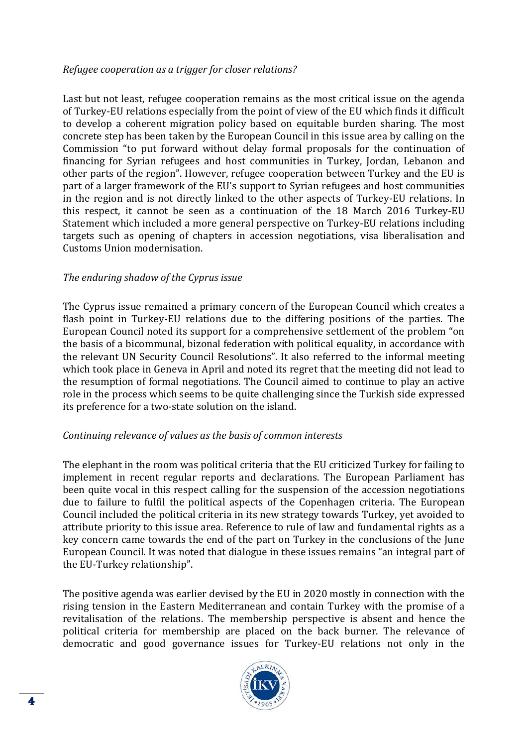*Refugee cooperation as a trigger for closer relations?*

Last but not least, refugee cooperation remains as the most critical issue on the agenda of Turkey-EU relations especially from the point of view of the EU which finds it difficult to develop a coherent migration policy based on equitable burden sharing. The most concrete step has been taken by the European Council in this issue area by calling on the Commission "to put forward without delay formal proposals for the continuation of financing for Syrian refugees and host communities in Turkey, Jordan, Lebanon and other parts of the region". However, refugee cooperation between Turkey and the EU is part of a larger framework of the EU's support to Syrian refugees and host communities in the region and is not directly linked to the other aspects of Turkey-EU relations. In this respect, it cannot be seen as a continuation of the 18 March 2016 Turkey-EU Statement which included a more general perspective on Turkey-EU relations including targets such as opening of chapters in accession negotiations, visa liberalisation and Customs Union modernisation.

*The enduring shadow of the Cyprus issue*

The Cyprus issue remained a primary concern of the European Council which creates a flash point in Turkey-EU relations due to the differing positions of the parties. The European Council noted its support for a comprehensive settlement of the problem "on the basis of a bicommunal, bizonal federation with political equality, in accordance with the relevant UN Security Council Resolutions". It also referred to the informal meeting which took place in Geneva in April and noted its regret that the meeting did not lead to the resumption of formal negotiations. The Council aimed to continue to play an active role in the process which seems to be quite challenging since the Turkish side expressed its preference for a two-state solution on the island.

*Continuing relevance of values as the basis of common interests*

The elephant in the room was political criteria that the EU criticized Turkey for failing to implement in recent regular reports and declarations. The European Parliament has been quite vocal in this respect calling for the suspension of the accession negotiations due to failure to fulfil the political aspects of the Copenhagen criteria. The European Council included the political criteria in its new strategy towards Turkey, yet avoided to attribute priority to this issue area. Reference to rule of law and fundamental rights as a key concern came towards the end of the part on Turkey in the conclusions of the June European Council. It was noted that dialogue in these issues remains "an integral part of the EU-Turkey relationship".

The positive agenda was earlier devised by the EU in 2020 mostly in connection with the rising tension in the Eastern Mediterranean and contain Turkey with the promise of a revitalisation of the relations. The membership perspective is absent and hence the political criteria for membership are placed on the back burner. The relevance of democratic and good governance issues for Turkey-EU relations not only in the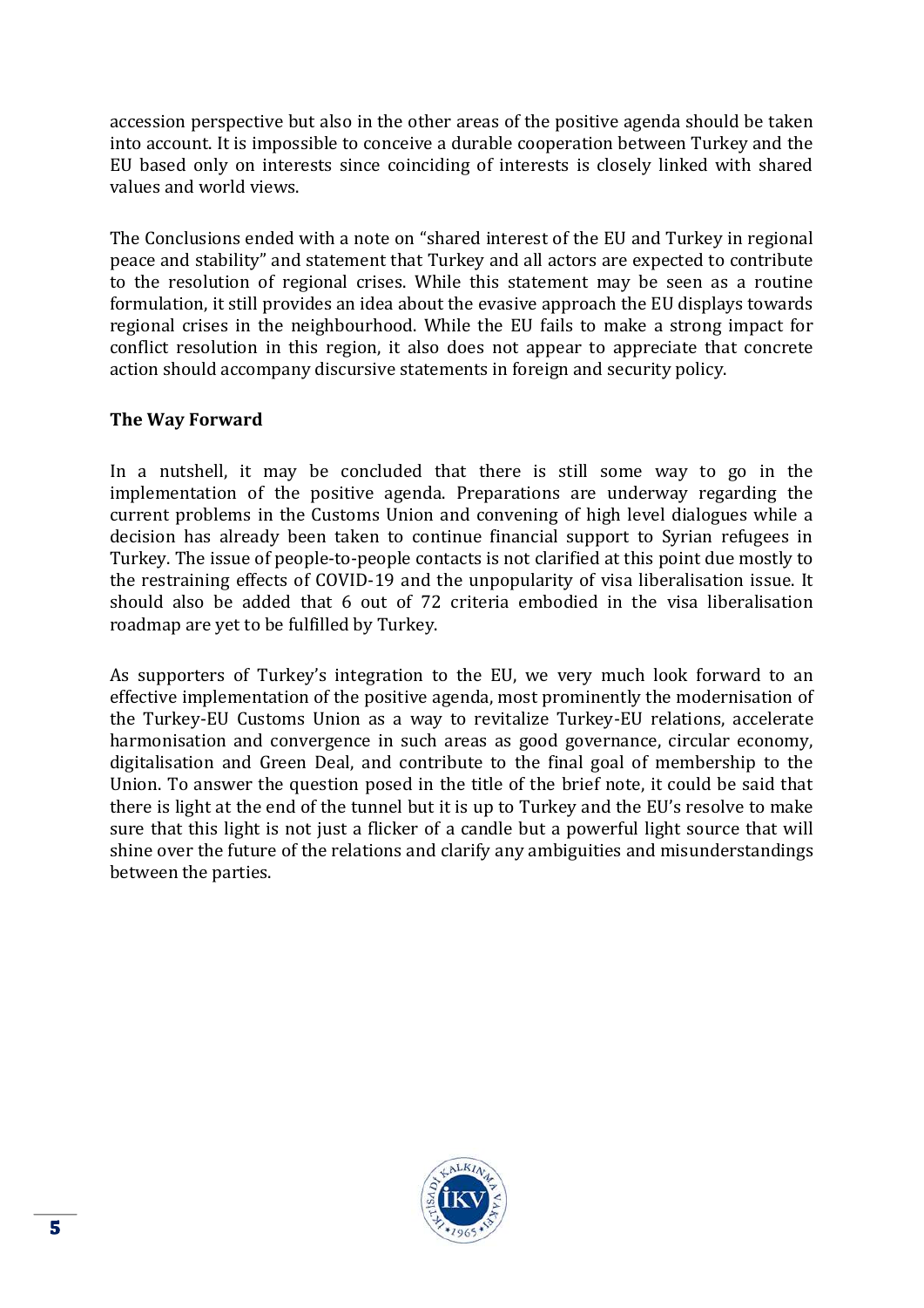accession perspective but also in the other areas of the positive agenda should be taken into account. It is impossible to conceive a durable cooperation between Turkey and the EU based only on interests since coinciding of interests is closely linked with shared values and world views.

The Conclusions ended with a note on "shared interest of the EU and Turkey in regional peace and stability" and statement that Turkey and all actors are expected to contribute to the resolution of regional crises. While this statement may be seen as a routine formulation, it still provides an idea about the evasive approach the EU displays towards regional crises in the neighbourhood. While the EU fails to make a strong impact for conflict resolution in this region, it also does not appear to appreciate that concrete action should accompany discursive statements in foreign and security policy.

## The Way Forward

In a nutshell, it may be concluded that there is still some way to go in the implementation of the positive agenda. Preparations are underway regarding the current problems in the Customs Union and convening of high level dialogues while a decision has already been taken to continue financial support to Syrian refugees in Turkey. The issue of people-to-people contacts is not clarified at this point due mostly to the restraining effects of COVID-19 and the unpopularity of visa liberalisation issue. It should also be added that 6 out of 72 criteria embodied in the visa liberalisation roadmap are yet to be fulfilled by Turkey.

As supporters of Turkey's integration to the EU, we very much look forward to an effective implementation of the positive agenda, most prominently the modernisation of the Turkey-EU Customs Union as a way to revitalize Turkey-EU relations, accelerate harmonisation and convergence in such areas as good governance, circular economy, digitalisation and Green Deal, and contribute to the final goal of membership to the Union. To answer the question posed in the title of the brief note, it could be said that there is light at the end of the tunnel but it is up to Turkey and the EU's resolve to make sure that this light is not just a flicker of a candle but a powerful light source that will shine over the future of the relations and clarify any ambiguities and misunderstandings between the parties.